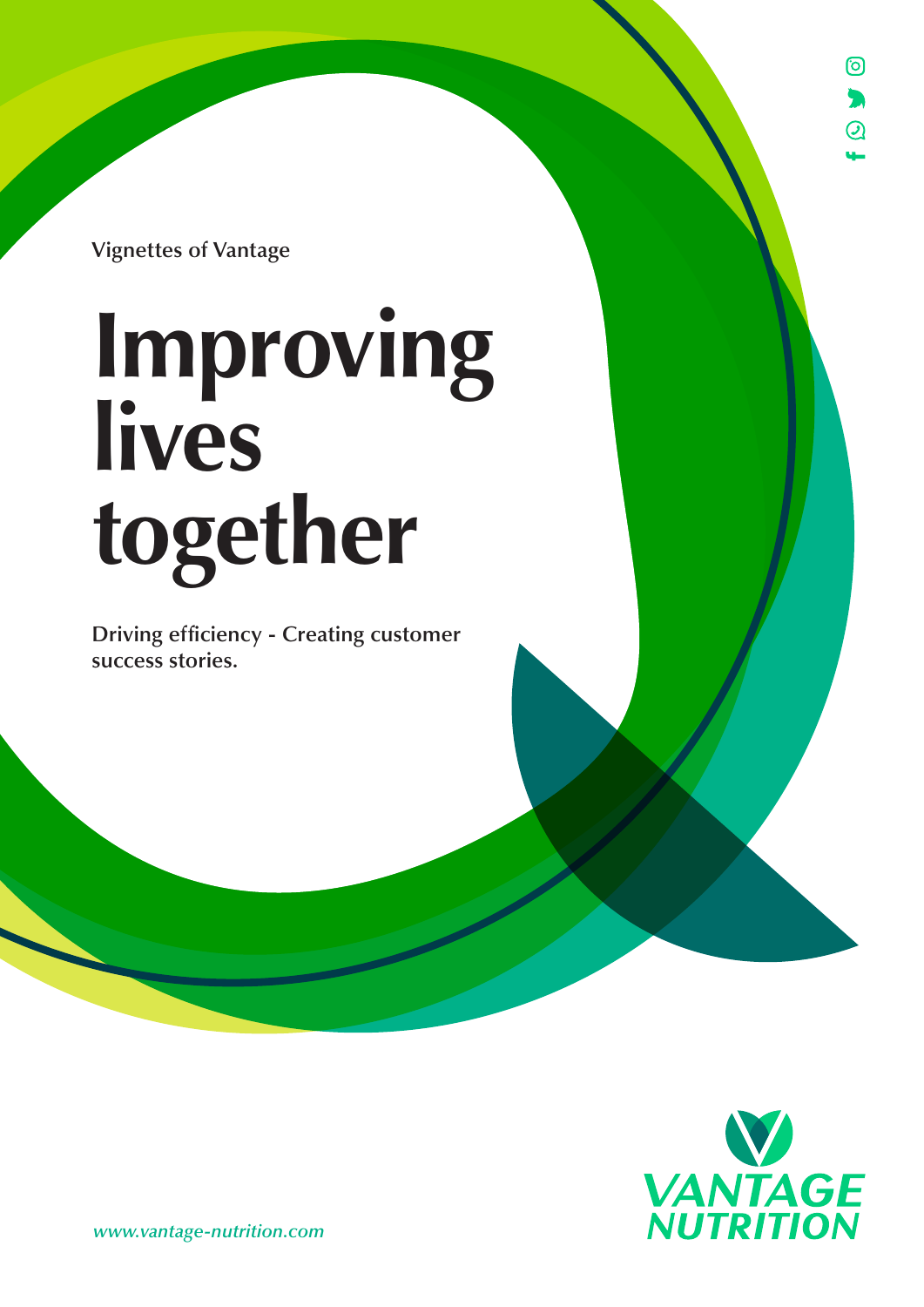Vignettes of Vantage

# Improving lives together

**Driving efficiency - Creating customer success stories.**

VANTAGE NUTRITION

*www.vantage-nutrition.com*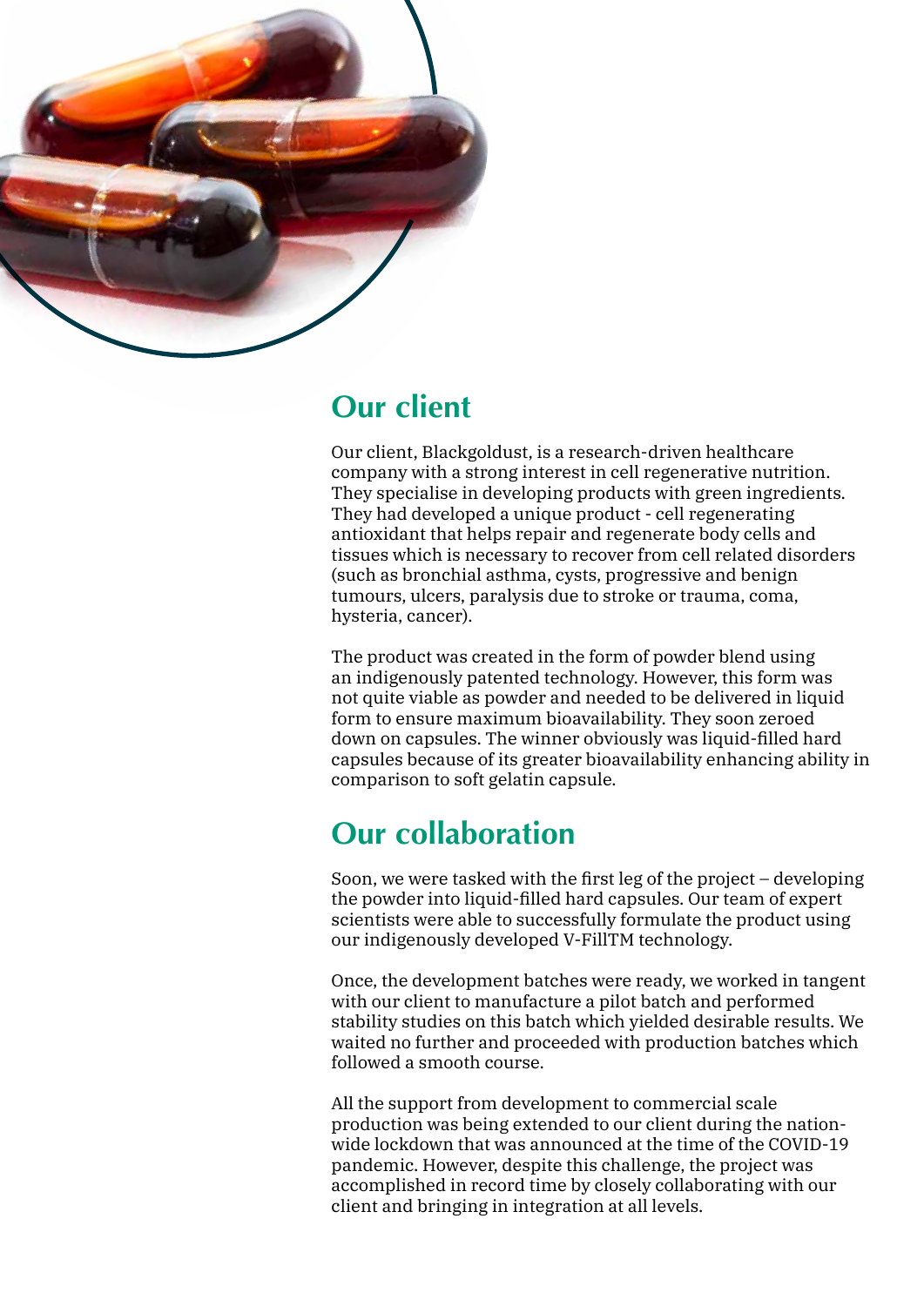## Our client

Our client, Blackgoldust, is a research-driven healthcare company with a strong interest in cell regenerative nutrition. They specialise in developing products with green ingredients. They had developed a unique product - cell regenerating antioxidant that helps repair and regenerate body cells and tissues which is necessary to recover from cell related disorders (such as bronchial asthma, cysts, progressive and benign tumours, ulcers, paralysis due to stroke or trauma, coma, hysteria, cancer).

The product was created in the form of powder blend using an indigenously patented technology. However, this form was not quite viable as powder and needed to be delivered in liquid form to ensure maximum bioavailability. They soon zeroed down on capsules. The winner obviously was liquid-filled hard capsules because of its greater bioavailability enhancing ability in comparison to soft gelatin capsule.

## Our collaboration

Soon, we were tasked with the first leg of the project – developing the powder into liquid-filled hard capsules. Our team of expert scientists were able to successfully formulate the product using our indigenously developed V-FillTM technology.

Once, the development batches were ready, we worked in tangent with our client to manufacture a pilot batch and performed stability studies on this batch which yielded desirable results. We waited no further and proceeded with production batches which followed a smooth course.

All the support from development to commercial scale production was being extended to our client during the nation-wide lockdown that was announced at the time of the COVID-19 pandemic. However, despite this challenge, the project was accomplished in record time by closely collaborating with our client and bringing in integration at all levels.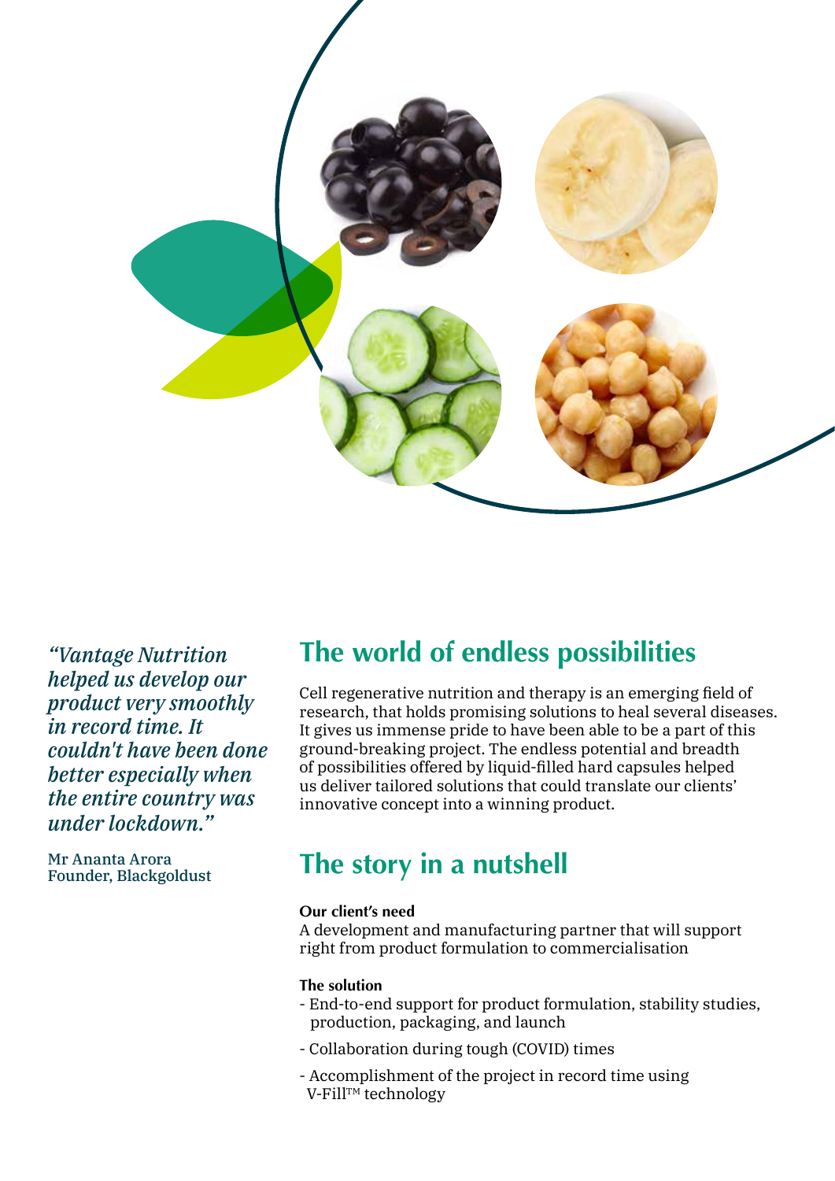*"Vantage Nutrition helped us develop our product very smoothly in record time. It couldn't have been done better especially when the entire country was under lockdown."*

Mr Ananta Arora
Founder, Blackgoldust

## The world of endless possibilities

Cell regenerative nutrition and therapy is an emerging field of research, that holds promising solutions to heal several diseases. It gives us immense pride to have been able to be a part of this ground-breaking project. The endless potential and breadth of possibilities offered by liquid-filled hard capsules helped us deliver tailored solutions that could translate our clients' innovative concept into a winning product.

## The story in a nutshell

**Our client's need**
A development and manufacturing partner that will support right from product formulation to commercialisation

**The solution**

- End-to-end support for product formulation, stability studies, production, packaging, and launch
- Collaboration during tough (COVID) times
- Accomplishment of the project in record time using V-Fill™ technology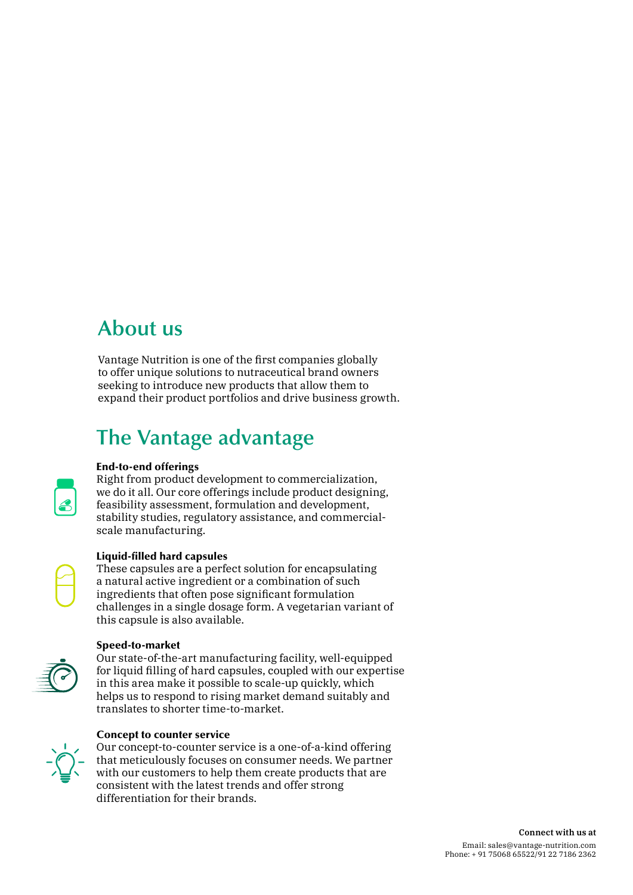## About us

Vantage Nutrition is one of the first companies globally to offer unique solutions to nutraceutical brand owners seeking to introduce new products that allow them to expand their product portfolios and drive business growth.

## The Vantage advantage

**End-to-end offerings**
Right from product development to commercialization, we do it all. Our core offerings include product designing, feasibility assessment, formulation and development, stability studies, regulatory assistance, and commercial-scale manufacturing.

**Liquid-filled hard capsules**
These capsules are a perfect solution for encapsulating a natural active ingredient or a combination of such ingredients that often pose significant formulation challenges in a single dosage form. A vegetarian variant of this capsule is also available.

**Speed-to-market**
Our state-of-the-art manufacturing facility, well-equipped for liquid filling of hard capsules, coupled with our expertise in this area make it possible to scale-up quickly, which helps us to respond to rising market demand suitably and translates to shorter time-to-market.

**Concept to counter service**
Our concept-to-counter service is a one-of-a-kind offering that meticulously focuses on consumer needs. We partner with our customers to help them create products that are consistent with the latest trends and offer strong differentiation for their brands.

**Connect with us at**

Email: sales@vantage-nutrition.com
Phone: + 91 75068 65522/91 22 7186 2362